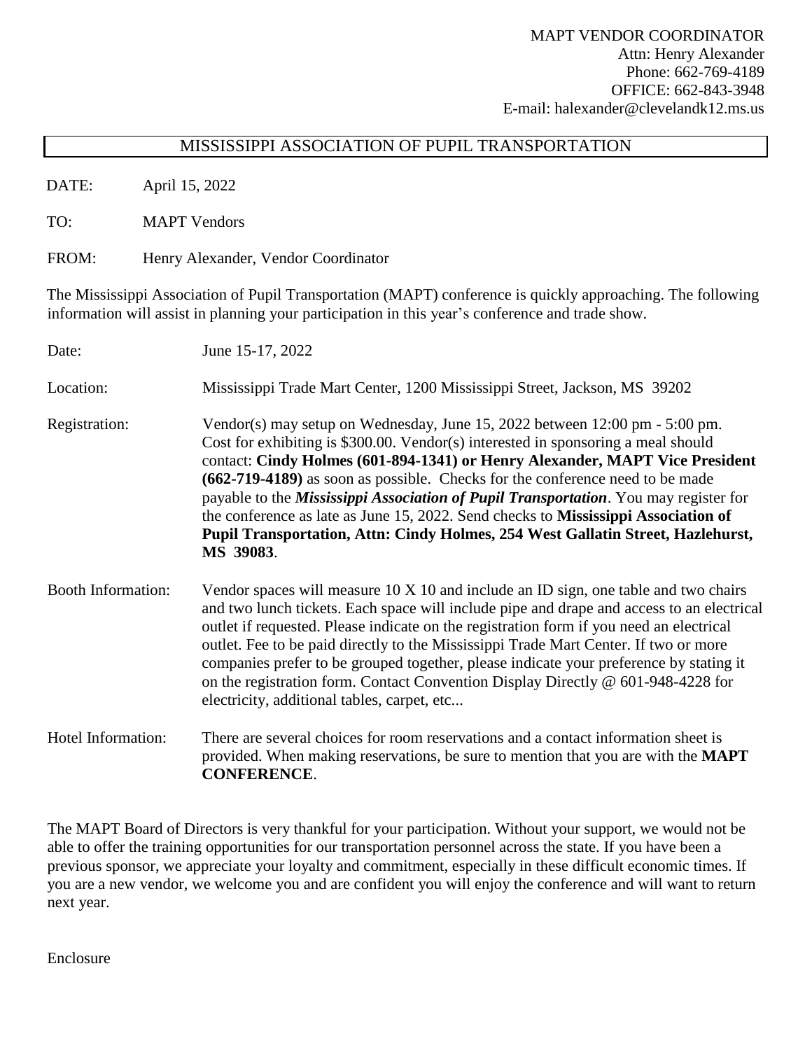MAPT VENDOR COORDINATOR
Attn: Henry Alexander
Phone: 662-769-4189
OFFICE: 662-843-3948
E-mail: halexander@clevelandk12.ms.us

# MISSISSIPPI ASSOCIATION OF PUPIL TRANSPORTATION

DATE: April 15, 2022

TO: MAPT Vendors

FROM: Henry Alexander, Vendor Coordinator

The Mississippi Association of Pupil Transportation (MAPT) conference is quickly approaching. The following information will assist in planning your participation in this year's conference and trade show.

Date: June 15-17, 2022

Location: Mississippi Trade Mart Center, 1200 Mississippi Street, Jackson, MS 39202

Registration: Vendor(s) may setup on Wednesday, June 15, 2022 between 12:00 pm - 5:00 pm. Cost for exhibiting is $300.00. Vendor(s) interested in sponsoring a meal should contact: **Cindy Holmes (601-894-1341) or Henry Alexander, MAPT Vice President (662-719-4189)** as soon as possible. Checks for the conference need to be made payable to the ***Mississippi Association of Pupil Transportation***. You may register for the conference as late as June 15, 2022. Send checks to **Mississippi Association of Pupil Transportation, Attn: Cindy Holmes, 254 West Gallatin Street, Hazlehurst, MS 39083**.

Booth Information: Vendor spaces will measure 10 X 10 and include an ID sign, one table and two chairs and two lunch tickets. Each space will include pipe and drape and access to an electrical outlet if requested. Please indicate on the registration form if you need an electrical outlet. Fee to be paid directly to the Mississippi Trade Mart Center. If two or more companies prefer to be grouped together, please indicate your preference by stating it on the registration form. Contact Convention Display Directly @ 601-948-4228 for electricity, additional tables, carpet, etc...

Hotel Information: There are several choices for room reservations and a contact information sheet is provided. When making reservations, be sure to mention that you are with the **MAPT CONFERENCE**.

The MAPT Board of Directors is very thankful for your participation. Without your support, we would not be able to offer the training opportunities for our transportation personnel across the state. If you have been a previous sponsor, we appreciate your loyalty and commitment, especially in these difficult economic times. If you are a new vendor, we welcome you and are confident you will enjoy the conference and will want to return next year.

Enclosure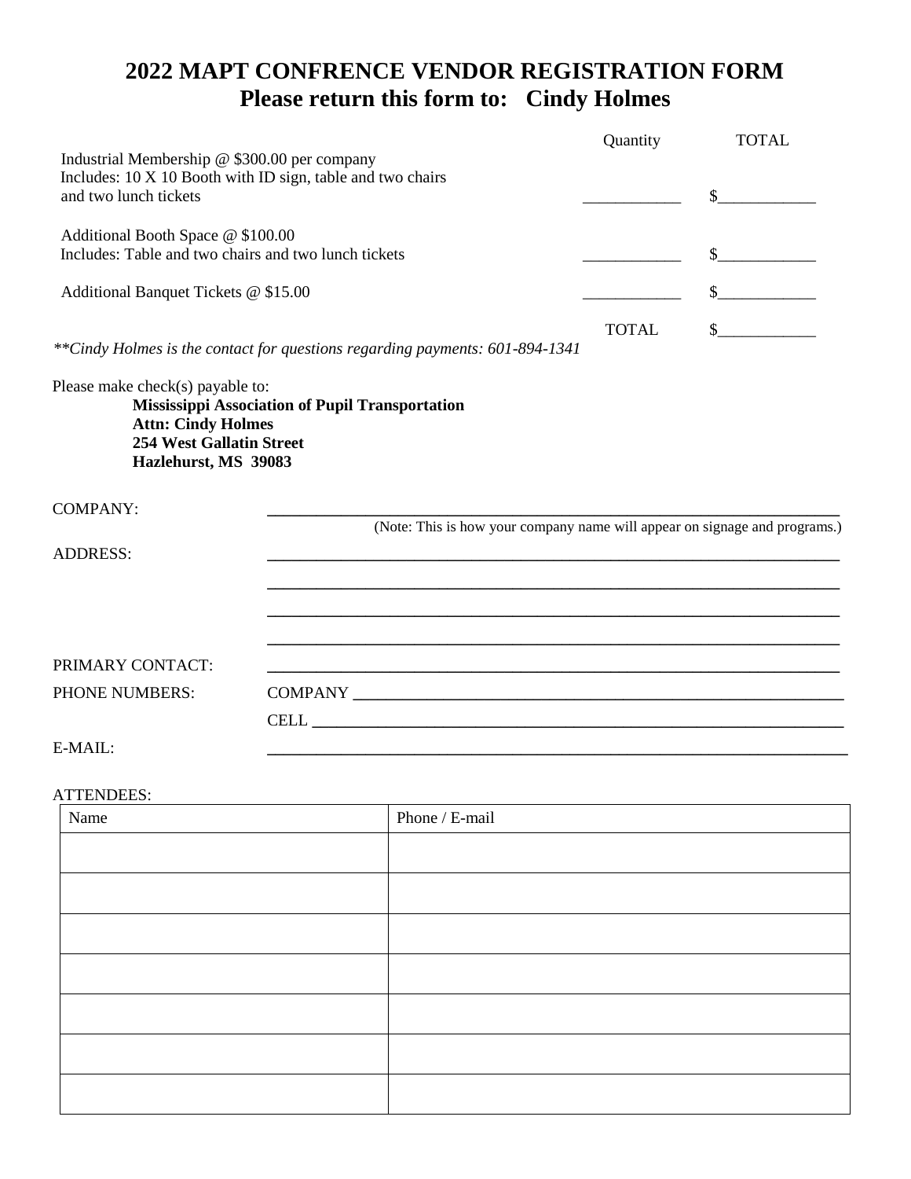# 2022 MAPT CONFRENCE VENDOR REGISTRATION FORM
## Please return this form to: Cindy Holmes

| | Quantity | TOTAL |
|---|---|---|
| Industrial Membership @ $300.00 per company<br>Includes: 10 X 10 Booth with ID sign, table and two chairs and two lunch tickets | ____________ | $____________ |
| Additional Booth Space @ $100.00<br>Includes: Table and two chairs and two lunch tickets | ____________ | $____________ |
| Additional Banquet Tickets @ $15.00 | ____________ | $____________ |
| | TOTAL | $____________ |

*\*\*Cindy Holmes is the contact for questions regarding payments: 601-894-1341*

Please make check(s) payable to:

**Mississippi Association of Pupil Transportation**
**Attn: Cindy Holmes**
**254 West Gallatin Street**
**Hazlehurst, MS 39083**

COMPANY: ______________________________________________________________________

(Note: This is how your company name will appear on signage and programs.)

ADDRESS: ______________________________________________________________________

______________________________________________________________________

______________________________________________________________________

______________________________________________________________________

PRIMARY CONTACT: ______________________________________________________________________

PHONE NUMBERS: COMPANY ______________________________________________________________

CELL ______________________________________________________________

E-MAIL: ______________________________________________________________________

ATTENDEES:

| Name | Phone / E-mail |
|---|---|
| | |
| | |
| | |
| | |
| | |
| | |
| | |